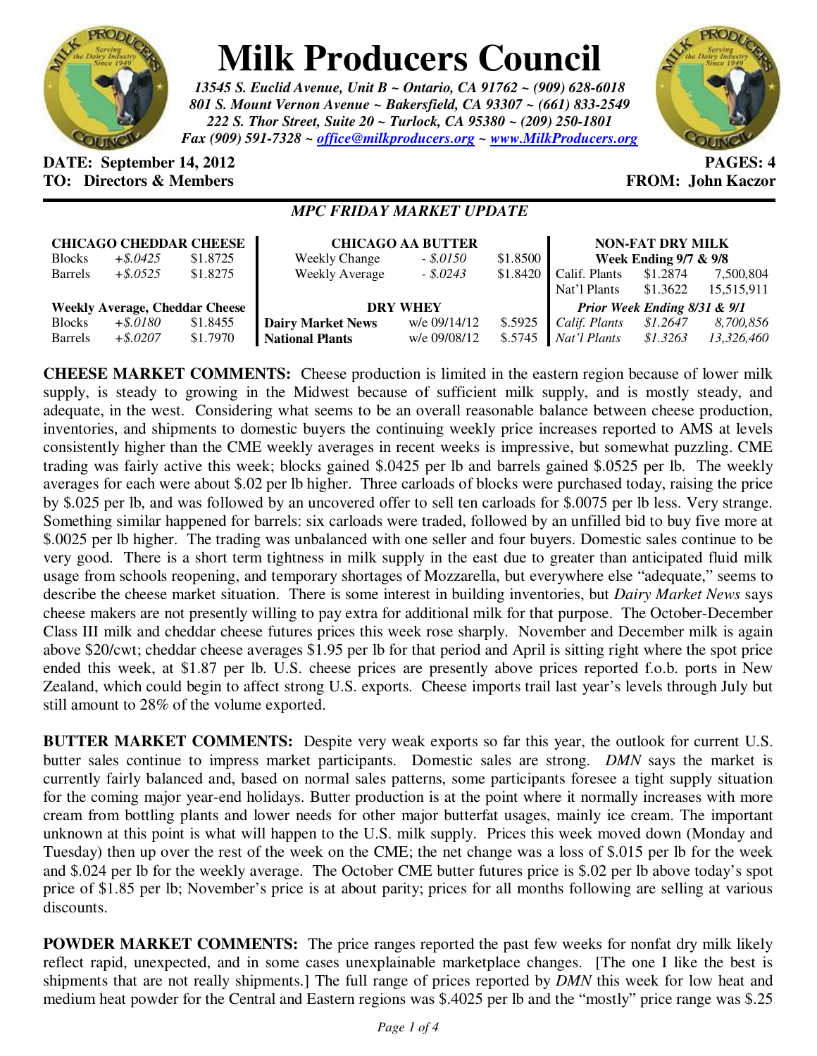# Milk Producers Council

***13545 S. Euclid Avenue, Unit B ~ Ontario, CA 91762 ~ (909) 628-6018***
***801 S. Mount Vernon Avenue ~ Bakersfield, CA 93307 ~ (661) 833-2549***
***222 S. Thor Street, Suite 20 ~ Turlock, CA 95380 ~ (209) 250-1801***
***Fax (909) 591-7328 ~ office@milkproducers.org ~ www.MilkProducers.org***

**DATE: September 14, 2012** **PAGES: 4**
**TO: Directors & Members** **FROM: John Kaczor**

## *MPC FRIDAY MARKET UPDATE*

| **CHICAGO CHEDDAR CHEESE** | | |
|---|---|---|
| Blocks | *+$.0425* | $1.8725 |
| Barrels | *+$.0525* | $1.8275 |
| **Weekly Average, Cheddar Cheese** | | |
| Blocks | *+$.0180* | $1.8455 |
| Barrels | *+$.0207* | $1.7970 |

| **CHICAGO AA BUTTER** | | |
|---|---|---|
| Weekly Change | *- $.0150* | $1.8500 |
| Weekly Average | *- $.0243* | $1.8420 |
| **DRY WHEY** | | |
| **Dairy Market News** | w/e 09/14/12 | $.5925 |
| **National Plants** | w/e 09/08/12 | $.5745 |

| **NON-FAT DRY MILK** | | |
|---|---|---|
| **Week Ending 9/7 & 9/8** | | |
| Calif. Plants | $1.2874 | 7,500,804 |
| Nat'l Plants | $1.3622 | 15,515,911 |
| ***Prior Week Ending 8/31 & 9/1*** | | |
| *Calif. Plants* | *$1.2647* | *8,700,856* |
| *Nat'l Plants* | *$1.3263* | *13,326,460* |

**CHEESE MARKET COMMENTS:** Cheese production is limited in the eastern region because of lower milk supply, is steady to growing in the Midwest because of sufficient milk supply, and is mostly steady, and adequate, in the west. Considering what seems to be an overall reasonable balance between cheese production, inventories, and shipments to domestic buyers the continuing weekly price increases reported to AMS at levels consistently higher than the CME weekly averages in recent weeks is impressive, but somewhat puzzling. CME trading was fairly active this week; blocks gained $.0425 per lb and barrels gained $.0525 per lb. The weekly averages for each were about $.02 per lb higher. Three carloads of blocks were purchased today, raising the price by $.025 per lb, and was followed by an uncovered offer to sell ten carloads for $.0075 per lb less. Very strange. Something similar happened for barrels: six carloads were traded, followed by an unfilled bid to buy five more at $.0025 per lb higher. The trading was unbalanced with one seller and four buyers. Domestic sales continue to be very good. There is a short term tightness in milk supply in the east due to greater than anticipated fluid milk usage from schools reopening, and temporary shortages of Mozzarella, but everywhere else "adequate," seems to describe the cheese market situation. There is some interest in building inventories, but *Dairy Market News* says cheese makers are not presently willing to pay extra for additional milk for that purpose. The October-December Class III milk and cheddar cheese futures prices this week rose sharply. November and December milk is again above $20/cwt; cheddar cheese averages $1.95 per lb for that period and April is sitting right where the spot price ended this week, at $1.87 per lb. U.S. cheese prices are presently above prices reported f.o.b. ports in New Zealand, which could begin to affect strong U.S. exports. Cheese imports trail last year's levels through July but still amount to 28% of the volume exported.

**BUTTER MARKET COMMENTS:** Despite very weak exports so far this year, the outlook for current U.S. butter sales continue to impress market participants. Domestic sales are strong. *DMN* says the market is currently fairly balanced and, based on normal sales patterns, some participants foresee a tight supply situation for the coming major year-end holidays. Butter production is at the point where it normally increases with more cream from bottling plants and lower needs for other major butterfat usages, mainly ice cream. The important unknown at this point is what will happen to the U.S. milk supply. Prices this week moved down (Monday and Tuesday) then up over the rest of the week on the CME; the net change was a loss of $.015 per lb for the week and $.024 per lb for the weekly average. The October CME butter futures price is $.02 per lb above today's spot price of $1.85 per lb; November's price is at about parity; prices for all months following are selling at various discounts.

**POWDER MARKET COMMENTS:** The price ranges reported the past few weeks for nonfat dry milk likely reflect rapid, unexpected, and in some cases unexplainable marketplace changes. [The one I like the best is shipments that are not really shipments.] The full range of prices reported by *DMN* this week for low heat and medium heat powder for the Central and Eastern regions was $.4025 per lb and the "mostly" price range was $.25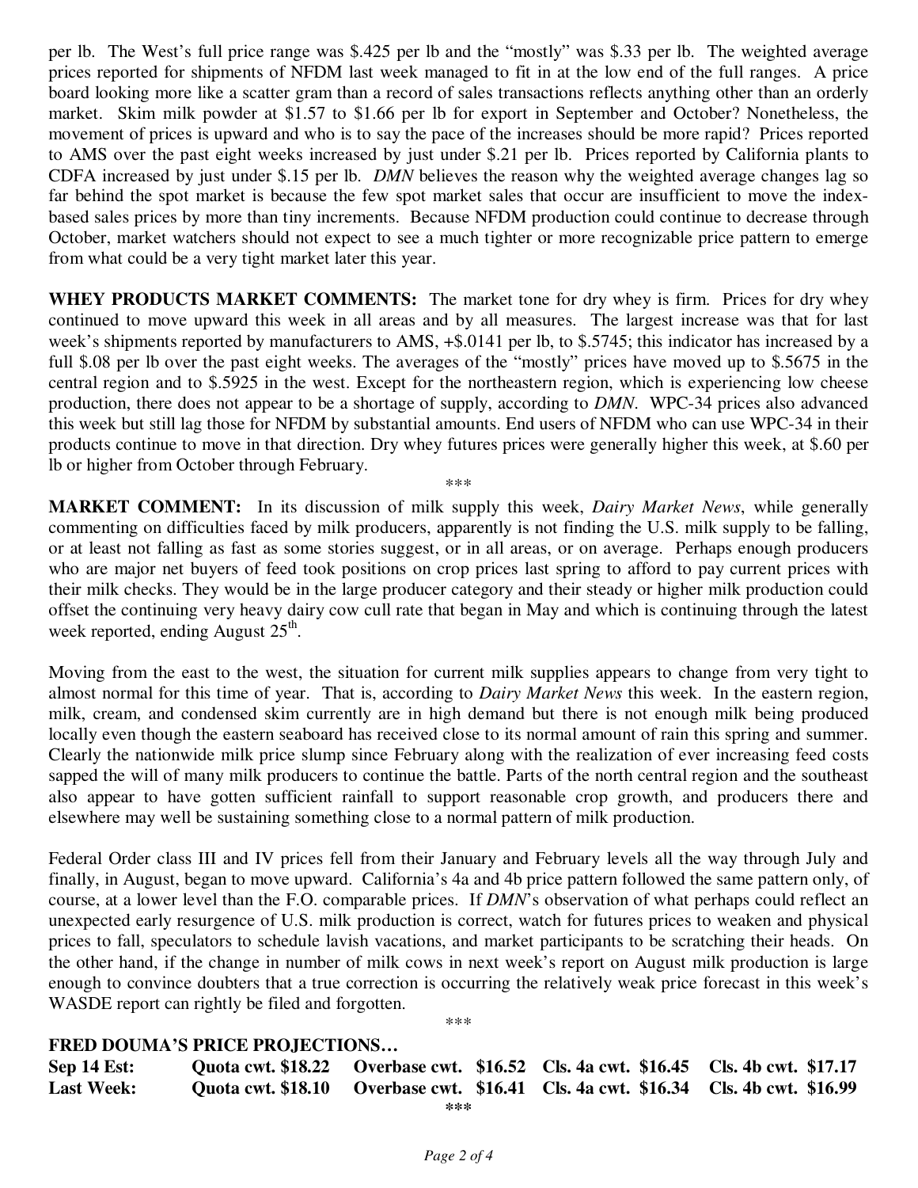per lb. The West's full price range was $.425 per lb and the "mostly" was $.33 per lb. The weighted average prices reported for shipments of NFDM last week managed to fit in at the low end of the full ranges. A price board looking more like a scatter gram than a record of sales transactions reflects anything other than an orderly market. Skim milk powder at $1.57 to $1.66 per lb for export in September and October? Nonetheless, the movement of prices is upward and who is to say the pace of the increases should be more rapid? Prices reported to AMS over the past eight weeks increased by just under $.21 per lb. Prices reported by California plants to CDFA increased by just under $.15 per lb. *DMN* believes the reason why the weighted average changes lag so far behind the spot market is because the few spot market sales that occur are insufficient to move the index-based sales prices by more than tiny increments. Because NFDM production could continue to decrease through October, market watchers should not expect to see a much tighter or more recognizable price pattern to emerge from what could be a very tight market later this year.

**WHEY PRODUCTS MARKET COMMENTS:** The market tone for dry whey is firm. Prices for dry whey continued to move upward this week in all areas and by all measures. The largest increase was that for last week's shipments reported by manufacturers to AMS, +$.0141 per lb, to $.5745; this indicator has increased by a full $.08 per lb over the past eight weeks. The averages of the "mostly" prices have moved up to $.5675 in the central region and to $.5925 in the west. Except for the northeastern region, which is experiencing low cheese production, there does not appear to be a shortage of supply, according to *DMN*. WPC-34 prices also advanced this week but still lag those for NFDM by substantial amounts. End users of NFDM who can use WPC-34 in their products continue to move in that direction. Dry whey futures prices were generally higher this week, at $.60 per lb or higher from October through February.

***

**MARKET COMMENT:** In its discussion of milk supply this week, *Dairy Market News*, while generally commenting on difficulties faced by milk producers, apparently is not finding the U.S. milk supply to be falling, or at least not falling as fast as some stories suggest, or in all areas, or on average. Perhaps enough producers who are major net buyers of feed took positions on crop prices last spring to afford to pay current prices with their milk checks. They would be in the large producer category and their steady or higher milk production could offset the continuing very heavy dairy cow cull rate that began in May and which is continuing through the latest week reported, ending August 25th.

Moving from the east to the west, the situation for current milk supplies appears to change from very tight to almost normal for this time of year. That is, according to *Dairy Market News* this week. In the eastern region, milk, cream, and condensed skim currently are in high demand but there is not enough milk being produced locally even though the eastern seaboard has received close to its normal amount of rain this spring and summer. Clearly the nationwide milk price slump since February along with the realization of ever increasing feed costs sapped the will of many milk producers to continue the battle. Parts of the north central region and the southeast also appear to have gotten sufficient rainfall to support reasonable crop growth, and producers there and elsewhere may well be sustaining something close to a normal pattern of milk production.

Federal Order class III and IV prices fell from their January and February levels all the way through July and finally, in August, began to move upward. California's 4a and 4b price pattern followed the same pattern only, of course, at a lower level than the F.O. comparable prices. If *DMN*'s observation of what perhaps could reflect an unexpected early resurgence of U.S. milk production is correct, watch for futures prices to weaken and physical prices to fall, speculators to schedule lavish vacations, and market participants to be scratching their heads. On the other hand, if the change in number of milk cows in next week's report on August milk production is large enough to convince doubters that a true correction is occurring the relatively weak price forecast in this week's WASDE report can rightly be filed and forgotten.

***

**FRED DOUMA'S PRICE PROJECTIONS…**

| | | | | |
|---|---|---|---|---|
| **Sep 14 Est:** | **Quota cwt. $18.22** | **Overbase cwt. $16.52** | **Cls. 4a cwt. $16.45** | **Cls. 4b cwt. $17.17** |
| **Last Week:** | **Quota cwt. $18.10** | **Overbase cwt. $16.41** | **Cls. 4a cwt. $16.34** | **Cls. 4b cwt. $16.99** |

***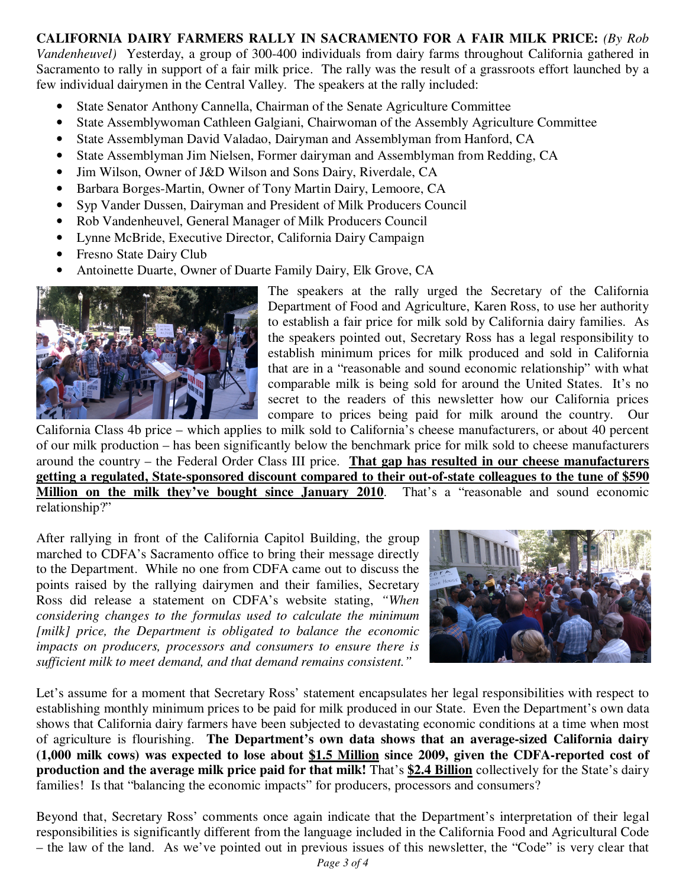**CALIFORNIA DAIRY FARMERS RALLY IN SACRAMENTO FOR A FAIR MILK PRICE:** *(By Rob Vandenheuvel)* Yesterday, a group of 300-400 individuals from dairy farms throughout California gathered in Sacramento to rally in support of a fair milk price. The rally was the result of a grassroots effort launched by a few individual dairymen in the Central Valley. The speakers at the rally included:

- State Senator Anthony Cannella, Chairman of the Senate Agriculture Committee
- State Assemblywoman Cathleen Galgiani, Chairwoman of the Assembly Agriculture Committee
- State Assemblyman David Valadao, Dairyman and Assemblyman from Hanford, CA
- State Assemblyman Jim Nielsen, Former dairyman and Assemblyman from Redding, CA
- Jim Wilson, Owner of J&D Wilson and Sons Dairy, Riverdale, CA
- Barbara Borges-Martin, Owner of Tony Martin Dairy, Lemoore, CA
- Syp Vander Dussen, Dairyman and President of Milk Producers Council
- Rob Vandenheuvel, General Manager of Milk Producers Council
- Lynne McBride, Executive Director, California Dairy Campaign
- Fresno State Dairy Club
- Antoinette Duarte, Owner of Duarte Family Dairy, Elk Grove, CA

The speakers at the rally urged the Secretary of the California Department of Food and Agriculture, Karen Ross, to use her authority to establish a fair price for milk sold by California dairy families. As the speakers pointed out, Secretary Ross has a legal responsibility to establish minimum prices for milk produced and sold in California that are in a "reasonable and sound economic relationship" with what comparable milk is being sold for around the United States. It's no secret to the readers of this newsletter how our California prices compare to prices being paid for milk around the country. Our California Class 4b price – which applies to milk sold to California's cheese manufacturers, or about 40 percent of our milk production – has been significantly below the benchmark price for milk sold to cheese manufacturers around the country – the Federal Order Class III price. **That gap has resulted in our cheese manufacturers getting a regulated, State-sponsored discount compared to their out-of-state colleagues to the tune of $590 Million on the milk they've bought since January 2010**. That's a "reasonable and sound economic relationship?"

After rallying in front of the California Capitol Building, the group marched to CDFA's Sacramento office to bring their message directly to the Department. While no one from CDFA came out to discuss the points raised by the rallying dairymen and their families, Secretary Ross did release a statement on CDFA's website stating, *"When considering changes to the formulas used to calculate the minimum [milk] price, the Department is obligated to balance the economic impacts on producers, processors and consumers to ensure there is sufficient milk to meet demand, and that demand remains consistent."*

Let's assume for a moment that Secretary Ross' statement encapsulates her legal responsibilities with respect to establishing monthly minimum prices to be paid for milk produced in our State. Even the Department's own data shows that California dairy farmers have been subjected to devastating economic conditions at a time when most of agriculture is flourishing. **The Department's own data shows that an average-sized California dairy (1,000 milk cows) was expected to lose about $1.5 Million since 2009, given the CDFA-reported cost of production and the average milk price paid for that milk!** That's **$2.4 Billion** collectively for the State's dairy families! Is that "balancing the economic impacts" for producers, processors and consumers?

Beyond that, Secretary Ross' comments once again indicate that the Department's interpretation of their legal responsibilities is significantly different from the language included in the California Food and Agricultural Code – the law of the land. As we've pointed out in previous issues of this newsletter, the "Code" is very clear that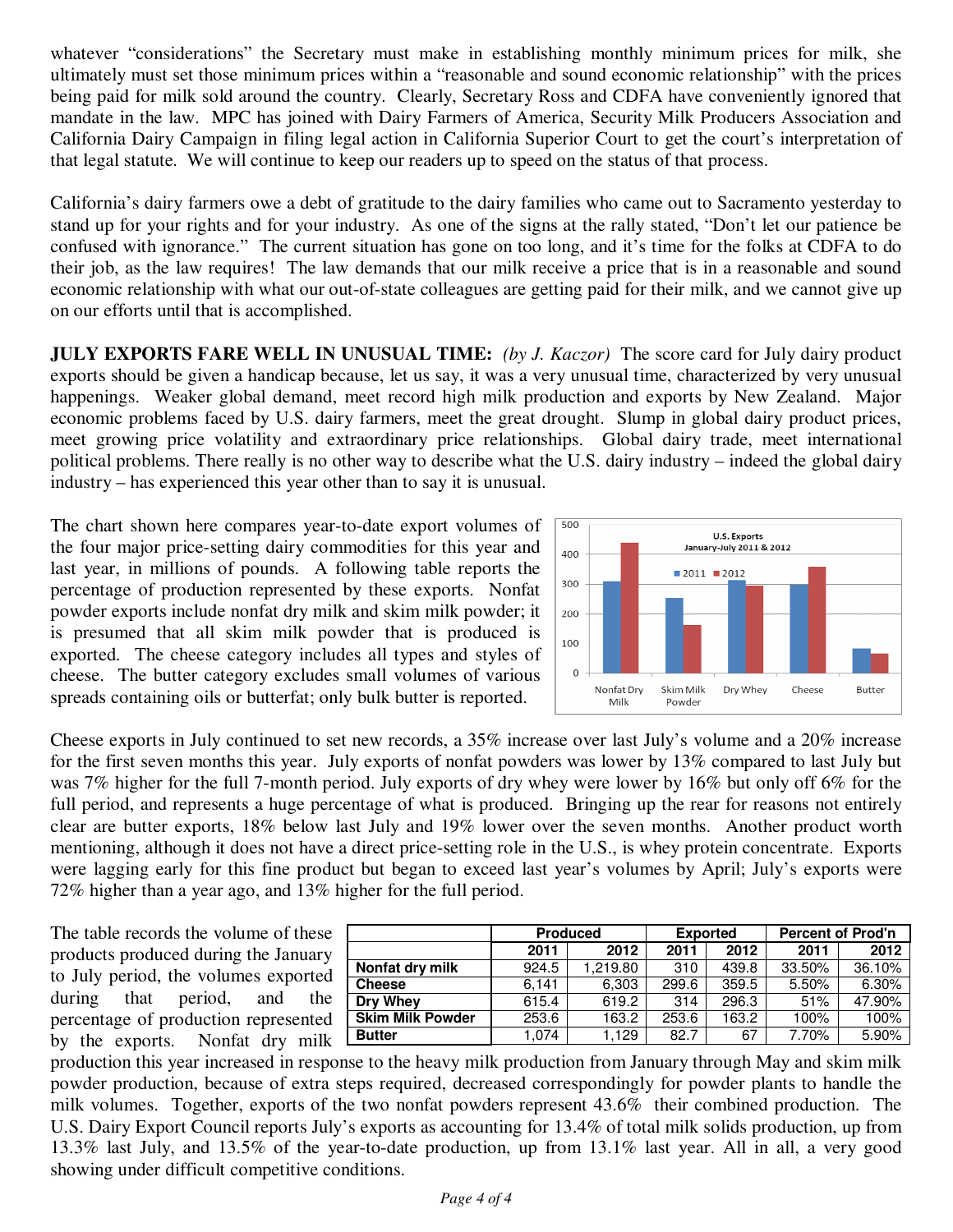whatever "considerations" the Secretary must make in establishing monthly minimum prices for milk, she ultimately must set those minimum prices within a "reasonable and sound economic relationship" with the prices being paid for milk sold around the country. Clearly, Secretary Ross and CDFA have conveniently ignored that mandate in the law. MPC has joined with Dairy Farmers of America, Security Milk Producers Association and California Dairy Campaign in filing legal action in California Superior Court to get the court's interpretation of that legal statute. We will continue to keep our readers up to speed on the status of that process.

California's dairy farmers owe a debt of gratitude to the dairy families who came out to Sacramento yesterday to stand up for your rights and for your industry. As one of the signs at the rally stated, "Don't let our patience be confused with ignorance." The current situation has gone on too long, and it's time for the folks at CDFA to do their job, as the law requires! The law demands that our milk receive a price that is in a reasonable and sound economic relationship with what our out-of-state colleagues are getting paid for their milk, and we cannot give up on our efforts until that is accomplished.

**JULY EXPORTS FARE WELL IN UNUSUAL TIME:** *(by J. Kaczor)* The score card for July dairy product exports should be given a handicap because, let us say, it was a very unusual time, characterized by very unusual happenings. Weaker global demand, meet record high milk production and exports by New Zealand. Major economic problems faced by U.S. dairy farmers, meet the great drought. Slump in global dairy product prices, meet growing price volatility and extraordinary price relationships. Global dairy trade, meet international political problems. There really is no other way to describe what the U.S. dairy industry – indeed the global dairy industry – has experienced this year other than to say it is unusual.

The chart shown here compares year-to-date export volumes of the four major price-setting dairy commodities for this year and last year, in millions of pounds. A following table reports the percentage of production represented by these exports. Nonfat powder exports include nonfat dry milk and skim milk powder; it is presumed that all skim milk powder that is produced is exported. The cheese category includes all types and styles of cheese. The butter category excludes small volumes of various spreads containing oils or butterfat; only bulk butter is reported.

U.S. Exports
January-July 2011 & 2012
2011 2012
500
400
300
200
100
0
Nonfat Dry Milk
Skim Milk Powder
Dry Whey
Cheese
Butter

Cheese exports in July continued to set new records, a 35% increase over last July's volume and a 20% increase for the first seven months this year. July exports of nonfat powders was lower by 13% compared to last July but was 7% higher for the full 7-month period. July exports of dry whey were lower by 16% but only off 6% for the full period, and represents a huge percentage of what is produced. Bringing up the rear for reasons not entirely clear are butter exports, 18% below last July and 19% lower over the seven months. Another product worth mentioning, although it does not have a direct price-setting role in the U.S., is whey protein concentrate. Exports were lagging early for this fine product but began to exceed last year's volumes by April; July's exports were 72% higher than a year ago, and 13% higher for the full period.

The table records the volume of these products produced during the January to July period, the volumes exported during that period, and the percentage of production represented by the exports. Nonfat dry milk production this year increased in response to the heavy milk production from January through May and skim milk powder production, because of extra steps required, decreased correspondingly for powder plants to handle the milk volumes. Together, exports of the two nonfat powders represent 43.6% their combined production. The U.S. Dairy Export Council reports July's exports as accounting for 13.4% of total milk solids production, up from 13.3% last July, and 13.5% of the year-to-date production, up from 13.1% last year. All in all, a very good showing under difficult competitive conditions.

| | Produced | | Exported | | Percent of Prod'n | |
|---|---|---|---|---|---|---|
| | 2011 | 2012 | 2011 | 2012 | 2011 | 2012 |
| **Nonfat dry milk** | 924.5 | 1,219.80 | 310 | 439.8 | 33.50% | 36.10% |
| **Cheese** | 6,141 | 6,303 | 299.6 | 359.5 | 5.50% | 6.30% |
| **Dry Whey** | 615.4 | 619.2 | 314 | 296.3 | 51% | 47.90% |
| **Skim Milk Powder** | 253.6 | 163.2 | 253.6 | 163.2 | 100% | 100% |
| **Butter** | 1,074 | 1,129 | 82.7 | 67 | 7.70% | 5.90% |